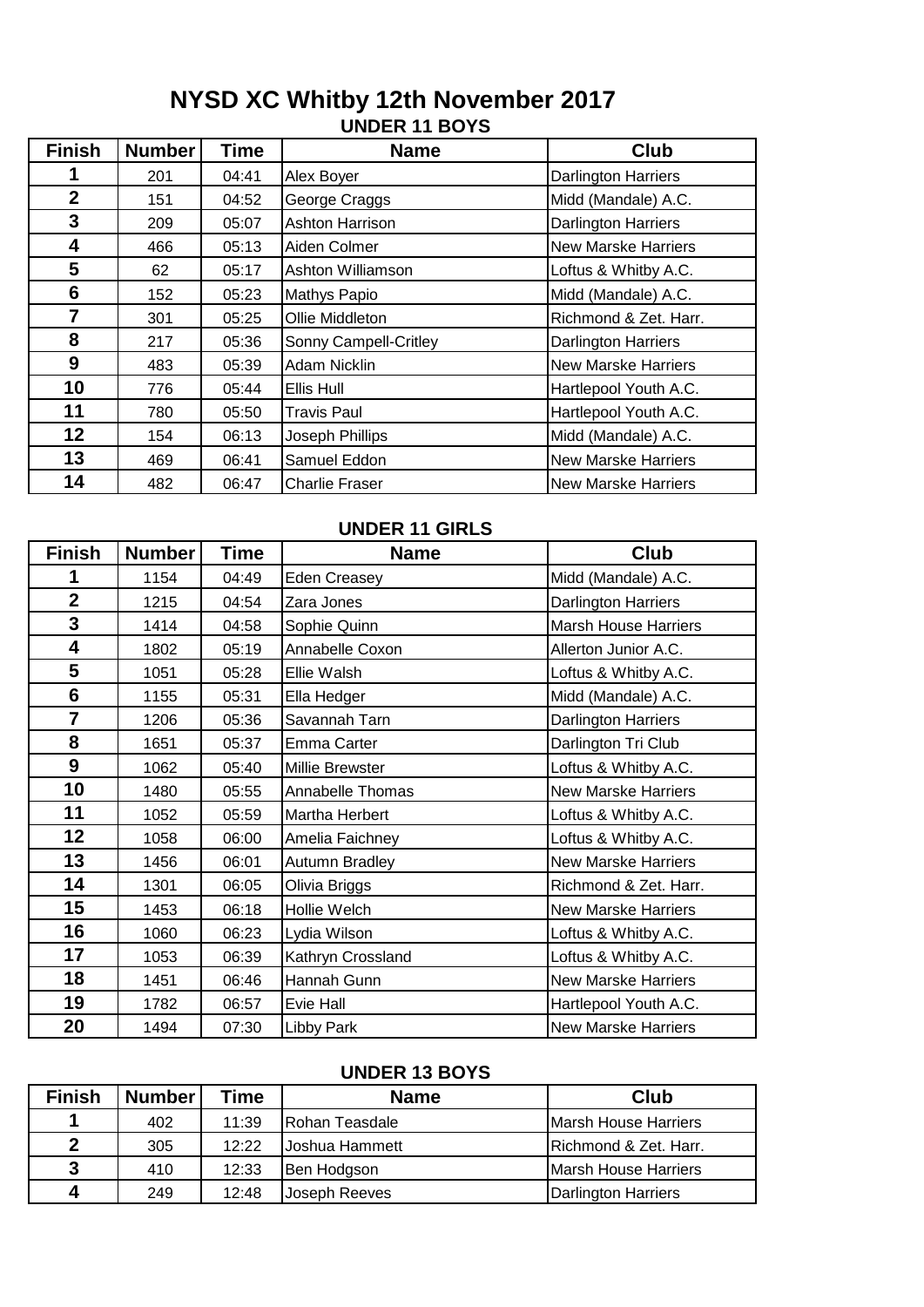# NYSD XC Whitby 12th November 2017

## UNDER 11 BOYS

| Finish | Number | Time | Name | Club |
|---|---|---|---|---|
| 1 | 201 | 04:41 | Alex Boyer | Darlington Harriers |
| 2 | 151 | 04:52 | George Craggs | Midd (Mandale) A.C. |
| 3 | 209 | 05:07 | Ashton Harrison | Darlington Harriers |
| 4 | 466 | 05:13 | Aiden Colmer | New Marske Harriers |
| 5 | 62 | 05:17 | Ashton Williamson | Loftus & Whitby A.C. |
| 6 | 152 | 05:23 | Mathys Papio | Midd (Mandale) A.C. |
| 7 | 301 | 05:25 | Ollie Middleton | Richmond & Zet. Harr. |
| 8 | 217 | 05:36 | Sonny Campell-Critley | Darlington Harriers |
| 9 | 483 | 05:39 | Adam Nicklin | New Marske Harriers |
| 10 | 776 | 05:44 | Ellis Hull | Hartlepool Youth A.C. |
| 11 | 780 | 05:50 | Travis Paul | Hartlepool Youth A.C. |
| 12 | 154 | 06:13 | Joseph Phillips | Midd (Mandale) A.C. |
| 13 | 469 | 06:41 | Samuel Eddon | New Marske Harriers |
| 14 | 482 | 06:47 | Charlie Fraser | New Marske Harriers |

## UNDER 11 GIRLS

| Finish | Number | Time | Name | Club |
|---|---|---|---|---|
| 1 | 1154 | 04:49 | Eden Creasey | Midd (Mandale) A.C. |
| 2 | 1215 | 04:54 | Zara Jones | Darlington Harriers |
| 3 | 1414 | 04:58 | Sophie Quinn | Marsh House Harriers |
| 4 | 1802 | 05:19 | Annabelle Coxon | Allerton Junior A.C. |
| 5 | 1051 | 05:28 | Ellie Walsh | Loftus & Whitby A.C. |
| 6 | 1155 | 05:31 | Ella Hedger | Midd (Mandale) A.C. |
| 7 | 1206 | 05:36 | Savannah Tarn | Darlington Harriers |
| 8 | 1651 | 05:37 | Emma Carter | Darlington Tri Club |
| 9 | 1062 | 05:40 | Millie Brewster | Loftus & Whitby A.C. |
| 10 | 1480 | 05:55 | Annabelle Thomas | New Marske Harriers |
| 11 | 1052 | 05:59 | Martha Herbert | Loftus & Whitby A.C. |
| 12 | 1058 | 06:00 | Amelia Faichney | Loftus & Whitby A.C. |
| 13 | 1456 | 06:01 | Autumn Bradley | New Marske Harriers |
| 14 | 1301 | 06:05 | Olivia Briggs | Richmond & Zet. Harr. |
| 15 | 1453 | 06:18 | Hollie Welch | New Marske Harriers |
| 16 | 1060 | 06:23 | Lydia Wilson | Loftus & Whitby A.C. |
| 17 | 1053 | 06:39 | Kathryn Crossland | Loftus & Whitby A.C. |
| 18 | 1451 | 06:46 | Hannah Gunn | New Marske Harriers |
| 19 | 1782 | 06:57 | Evie Hall | Hartlepool Youth A.C. |
| 20 | 1494 | 07:30 | Libby Park | New Marske Harriers |

## UNDER 13 BOYS

| Finish | Number | Time | Name | Club |
|---|---|---|---|---|
| 1 | 402 | 11:39 | Rohan Teasdale | Marsh House Harriers |
| 2 | 305 | 12:22 | Joshua Hammett | Richmond & Zet. Harr. |
| 3 | 410 | 12:33 | Ben Hodgson | Marsh House Harriers |
| 4 | 249 | 12:48 | Joseph Reeves | Darlington Harriers |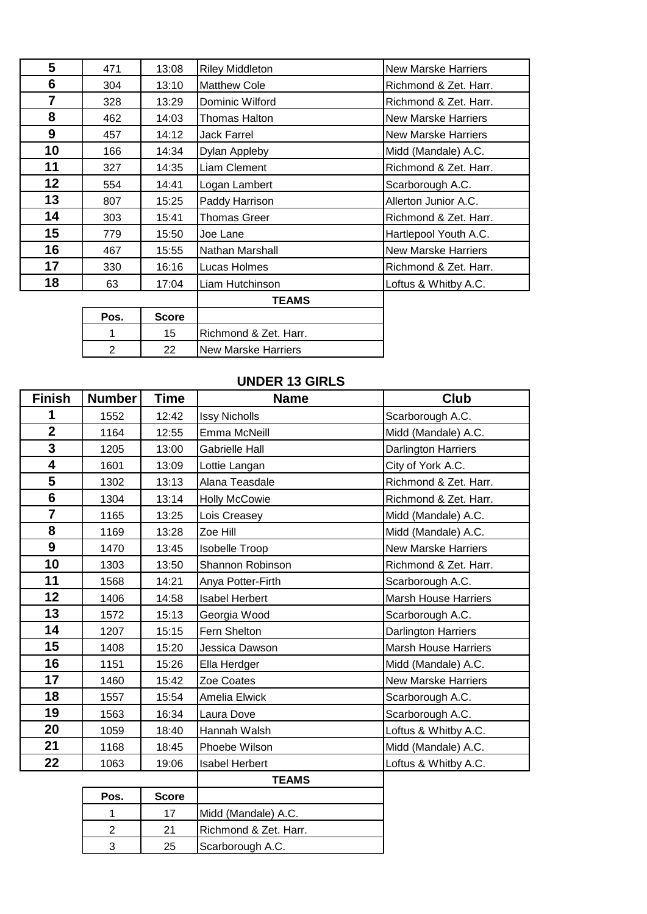| | | | | |
|---|---|---|---|---|
| **5** | 471 | 13:08 | Riley Middleton | New Marske Harriers |
| **6** | 304 | 13:10 | Matthew Cole | Richmond & Zet. Harr. |
| **7** | 328 | 13:29 | Dominic Wilford | Richmond & Zet. Harr. |
| **8** | 462 | 14:03 | Thomas Halton | New Marske Harriers |
| **9** | 457 | 14:12 | Jack Farrel | New Marske Harriers |
| **10** | 166 | 14:34 | Dylan Appleby | Midd (Mandale) A.C. |
| **11** | 327 | 14:35 | Liam Clement | Richmond & Zet. Harr. |
| **12** | 554 | 14:41 | Logan Lambert | Scarborough A.C. |
| **13** | 807 | 15:25 | Paddy Harrison | Allerton Junior A.C. |
| **14** | 303 | 15:41 | Thomas Greer | Richmond & Zet. Harr. |
| **15** | 779 | 15:50 | Joe Lane | Hartlepool Youth A.C. |
| **16** | 467 | 15:55 | Nathan Marshall | New Marske Harriers |
| **17** | 330 | 16:16 | Lucas Holmes | Richmond & Zet. Harr. |
| **18** | 63 | 17:04 | Liam Hutchinson | Loftus & Whitby A.C. |

**TEAMS**

| Pos. | Score | |
|---|---|---|
| 1 | 15 | Richmond & Zet. Harr. |
| 2 | 22 | New Marske Harriers |

## UNDER 13 GIRLS

| Finish | Number | Time | Name | Club |
|---|---|---|---|---|
| **1** | 1552 | 12:42 | Issy Nicholls | Scarborough A.C. |
| **2** | 1164 | 12:55 | Emma McNeill | Midd (Mandale) A.C. |
| **3** | 1205 | 13:00 | Gabrielle Hall | Darlington Harriers |
| **4** | 1601 | 13:09 | Lottie Langan | City of York A.C. |
| **5** | 1302 | 13:13 | Alana Teasdale | Richmond & Zet. Harr. |
| **6** | 1304 | 13:14 | Holly McCowie | Richmond & Zet. Harr. |
| **7** | 1165 | 13:25 | Lois Creasey | Midd (Mandale) A.C. |
| **8** | 1169 | 13:28 | Zoe Hill | Midd (Mandale) A.C. |
| **9** | 1470 | 13:45 | Isobelle Troop | New Marske Harriers |
| **10** | 1303 | 13:50 | Shannon Robinson | Richmond & Zet. Harr. |
| **11** | 1568 | 14:21 | Anya Potter-Firth | Scarborough A.C. |
| **12** | 1406 | 14:58 | Isabel Herbert | Marsh House Harriers |
| **13** | 1572 | 15:13 | Georgia Wood | Scarborough A.C. |
| **14** | 1207 | 15:15 | Fern Shelton | Darlington Harriers |
| **15** | 1408 | 15:20 | Jessica Dawson | Marsh House Harriers |
| **16** | 1151 | 15:26 | Ella Herdger | Midd (Mandale) A.C. |
| **17** | 1460 | 15:42 | Zoe Coates | New Marske Harriers |
| **18** | 1557 | 15:54 | Amelia Elwick | Scarborough A.C. |
| **19** | 1563 | 16:34 | Laura Dove | Scarborough A.C. |
| **20** | 1059 | 18:40 | Hannah Walsh | Loftus & Whitby A.C. |
| **21** | 1168 | 18:45 | Phoebe Wilson | Midd (Mandale) A.C. |
| **22** | 1063 | 19:06 | Isabel Herbert | Loftus & Whitby A.C. |

**TEAMS**

| Pos. | Score | |
|---|---|---|
| 1 | 17 | Midd (Mandale) A.C. |
| 2 | 21 | Richmond & Zet. Harr. |
| 3 | 25 | Scarborough A.C. |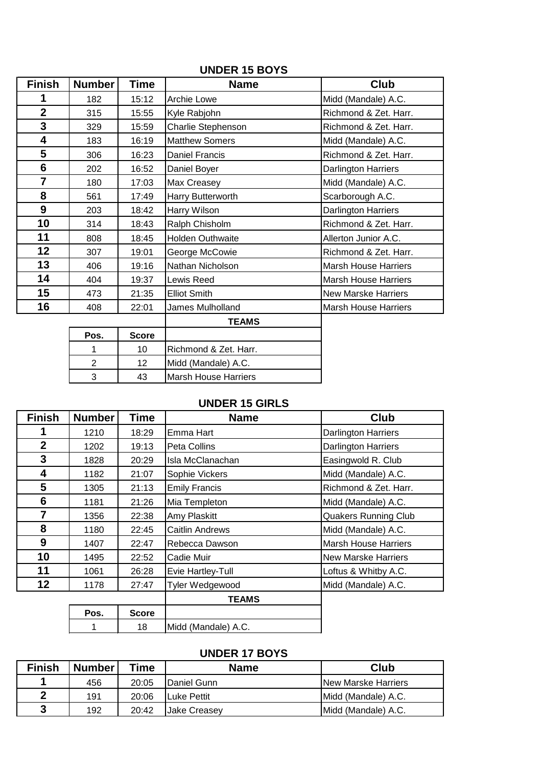## UNDER 15 BOYS

| Finish | Number | Time | Name | Club |
|---|---|---|---|---|
| 1 | 182 | 15:12 | Archie Lowe | Midd (Mandale) A.C. |
| 2 | 315 | 15:55 | Kyle Rabjohn | Richmond & Zet. Harr. |
| 3 | 329 | 15:59 | Charlie Stephenson | Richmond & Zet. Harr. |
| 4 | 183 | 16:19 | Matthew Somers | Midd (Mandale) A.C. |
| 5 | 306 | 16:23 | Daniel Francis | Richmond & Zet. Harr. |
| 6 | 202 | 16:52 | Daniel Boyer | Darlington Harriers |
| 7 | 180 | 17:03 | Max Creasey | Midd (Mandale) A.C. |
| 8 | 561 | 17:49 | Harry Butterworth | Scarborough A.C. |
| 9 | 203 | 18:42 | Harry Wilson | Darlington Harriers |
| 10 | 314 | 18:43 | Ralph Chisholm | Richmond & Zet. Harr. |
| 11 | 808 | 18:45 | Holden Outhwaite | Allerton Junior A.C. |
| 12 | 307 | 19:01 | George McCowie | Richmond & Zet. Harr. |
| 13 | 406 | 19:16 | Nathan Nicholson | Marsh House Harriers |
| 14 | 404 | 19:37 | Lewis Reed | Marsh House Harriers |
| 15 | 473 | 21:35 | Elliot Smith | New Marske Harriers |
| 16 | 408 | 22:01 | James Mulholland | Marsh House Harriers |

**TEAMS**

| Pos. | Score | |
|---|---|---|
| 1 | 10 | Richmond & Zet. Harr. |
| 2 | 12 | Midd (Mandale) A.C. |
| 3 | 43 | Marsh House Harriers |

## UNDER 15 GIRLS

| Finish | Number | Time | Name | Club |
|---|---|---|---|---|
| 1 | 1210 | 18:29 | Emma Hart | Darlington Harriers |
| 2 | 1202 | 19:13 | Peta Collins | Darlington Harriers |
| 3 | 1828 | 20:29 | Isla McClanachan | Easingwold R. Club |
| 4 | 1182 | 21:07 | Sophie Vickers | Midd (Mandale) A.C. |
| 5 | 1305 | 21:13 | Emily Francis | Richmond & Zet. Harr. |
| 6 | 1181 | 21:26 | Mia Templeton | Midd (Mandale) A.C. |
| 7 | 1356 | 22:38 | Amy Plaskitt | Quakers Running Club |
| 8 | 1180 | 22:45 | Caitlin Andrews | Midd (Mandale) A.C. |
| 9 | 1407 | 22:47 | Rebecca Dawson | Marsh House Harriers |
| 10 | 1495 | 22:52 | Cadie Muir | New Marske Harriers |
| 11 | 1061 | 26:28 | Evie Hartley-Tull | Loftus & Whitby A.C. |
| 12 | 1178 | 27:47 | Tyler Wedgewood | Midd (Mandale) A.C. |

**TEAMS**

| Pos. | Score | |
|---|---|---|
| 1 | 18 | Midd (Mandale) A.C. |

## UNDER 17 BOYS

| Finish | Number | Time | Name | Club |
|---|---|---|---|---|
| 1 | 456 | 20:05 | Daniel Gunn | New Marske Harriers |
| 2 | 191 | 20:06 | Luke Pettit | Midd (Mandale) A.C. |
| 3 | 192 | 20:42 | Jake Creasey | Midd (Mandale) A.C. |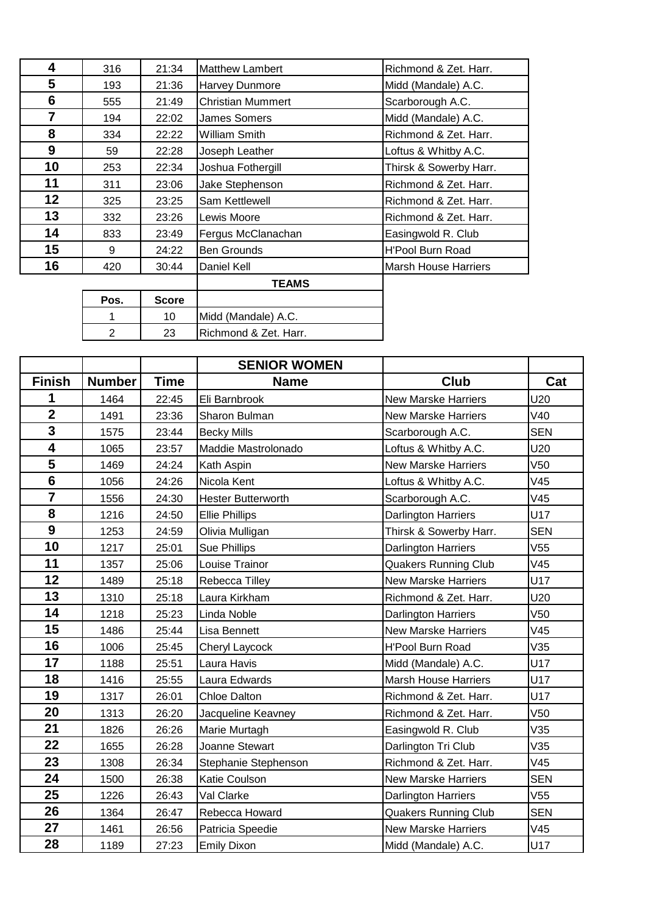| | | | | |
|---|---|---|---|---|
| 4 | 316 | 21:34 | Matthew Lambert | Richmond & Zet. Harr. |
| 5 | 193 | 21:36 | Harvey Dunmore | Midd (Mandale) A.C. |
| 6 | 555 | 21:49 | Christian Mummert | Scarborough A.C. |
| 7 | 194 | 22:02 | James Somers | Midd (Mandale) A.C. |
| 8 | 334 | 22:22 | William Smith | Richmond & Zet. Harr. |
| 9 | 59 | 22:28 | Joseph Leather | Loftus & Whitby A.C. |
| 10 | 253 | 22:34 | Joshua Fothergill | Thirsk & Sowerby Harr. |
| 11 | 311 | 23:06 | Jake Stephenson | Richmond & Zet. Harr. |
| 12 | 325 | 23:25 | Sam Kettlewell | Richmond & Zet. Harr. |
| 13 | 332 | 23:26 | Lewis Moore | Richmond & Zet. Harr. |
| 14 | 833 | 23:49 | Fergus McClanachan | Easingwold R. Club |
| 15 | 9 | 24:22 | Ben Grounds | H'Pool Burn Road |
| 16 | 420 | 30:44 | Daniel Kell | Marsh House Harriers |

**TEAMS**

| Pos. | Score | |
|---|---|---|
| 1 | 10 | Midd (Mandale) A.C. |
| 2 | 23 | Richmond & Zet. Harr. |

**SENIOR WOMEN**

| Finish | Number | Time | Name | Club | Cat |
|---|---|---|---|---|---|
| 1 | 1464 | 22:45 | Eli Barnbrook | New Marske Harriers | U20 |
| 2 | 1491 | 23:36 | Sharon Bulman | New Marske Harriers | V40 |
| 3 | 1575 | 23:44 | Becky Mills | Scarborough A.C. | SEN |
| 4 | 1065 | 23:57 | Maddie Mastrolonado | Loftus & Whitby A.C. | U20 |
| 5 | 1469 | 24:24 | Kath Aspin | New Marske Harriers | V50 |
| 6 | 1056 | 24:26 | Nicola Kent | Loftus & Whitby A.C. | V45 |
| 7 | 1556 | 24:30 | Hester Butterworth | Scarborough A.C. | V45 |
| 8 | 1216 | 24:50 | Ellie Phillips | Darlington Harriers | U17 |
| 9 | 1253 | 24:59 | Olivia Mulligan | Thirsk & Sowerby Harr. | SEN |
| 10 | 1217 | 25:01 | Sue Phillips | Darlington Harriers | V55 |
| 11 | 1357 | 25:06 | Louise Trainor | Quakers Running Club | V45 |
| 12 | 1489 | 25:18 | Rebecca Tilley | New Marske Harriers | U17 |
| 13 | 1310 | 25:18 | Laura Kirkham | Richmond & Zet. Harr. | U20 |
| 14 | 1218 | 25:23 | Linda Noble | Darlington Harriers | V50 |
| 15 | 1486 | 25:44 | Lisa Bennett | New Marske Harriers | V45 |
| 16 | 1006 | 25:45 | Cheryl Laycock | H'Pool Burn Road | V35 |
| 17 | 1188 | 25:51 | Laura Havis | Midd (Mandale) A.C. | U17 |
| 18 | 1416 | 25:55 | Laura Edwards | Marsh House Harriers | U17 |
| 19 | 1317 | 26:01 | Chloe Dalton | Richmond & Zet. Harr. | U17 |
| 20 | 1313 | 26:20 | Jacqueline Keavney | Richmond & Zet. Harr. | V50 |
| 21 | 1826 | 26:26 | Marie Murtagh | Easingwold R. Club | V35 |
| 22 | 1655 | 26:28 | Joanne Stewart | Darlington Tri Club | V35 |
| 23 | 1308 | 26:34 | Stephanie Stephenson | Richmond & Zet. Harr. | V45 |
| 24 | 1500 | 26:38 | Katie Coulson | New Marske Harriers | SEN |
| 25 | 1226 | 26:43 | Val Clarke | Darlington Harriers | V55 |
| 26 | 1364 | 26:47 | Rebecca Howard | Quakers Running Club | SEN |
| 27 | 1461 | 26:56 | Patricia Speedie | New Marske Harriers | V45 |
| 28 | 1189 | 27:23 | Emily Dixon | Midd (Mandale) A.C. | U17 |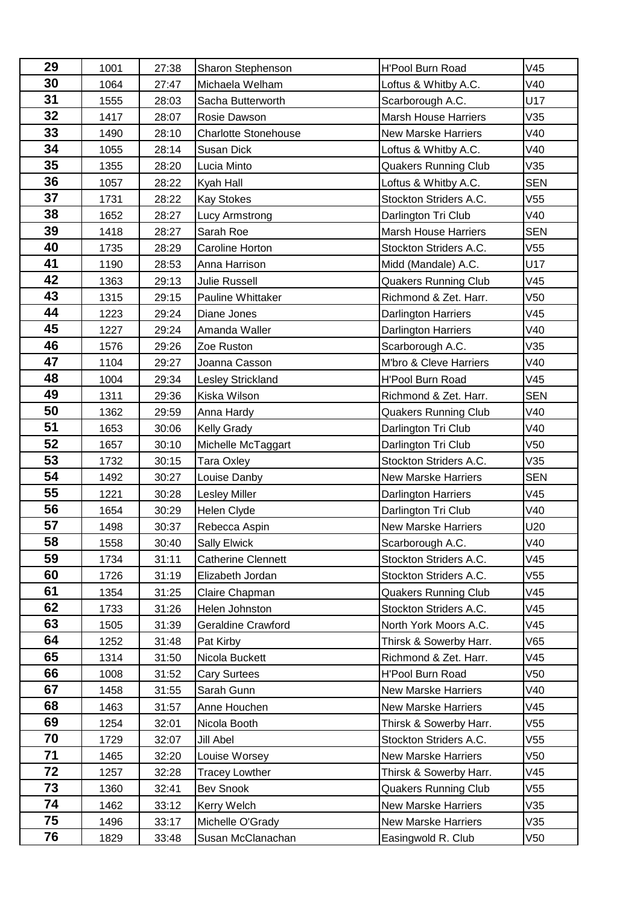| 29 | 1001 | 27:38 | Sharon Stephenson | H'Pool Burn Road | V45 |
|---|---|---|---|---|---|
| 30 | 1064 | 27:47 | Michaela Welham | Loftus & Whitby A.C. | V40 |
| 31 | 1555 | 28:03 | Sacha Butterworth | Scarborough A.C. | U17 |
| 32 | 1417 | 28:07 | Rosie Dawson | Marsh House Harriers | V35 |
| 33 | 1490 | 28:10 | Charlotte Stonehouse | New Marske Harriers | V40 |
| 34 | 1055 | 28:14 | Susan Dick | Loftus & Whitby A.C. | V40 |
| 35 | 1355 | 28:20 | Lucia Minto | Quakers Running Club | V35 |
| 36 | 1057 | 28:22 | Kyah Hall | Loftus & Whitby A.C. | SEN |
| 37 | 1731 | 28:22 | Kay Stokes | Stockton Striders A.C. | V55 |
| 38 | 1652 | 28:27 | Lucy Armstrong | Darlington Tri Club | V40 |
| 39 | 1418 | 28:27 | Sarah Roe | Marsh House Harriers | SEN |
| 40 | 1735 | 28:29 | Caroline Horton | Stockton Striders A.C. | V55 |
| 41 | 1190 | 28:53 | Anna Harrison | Midd (Mandale) A.C. | U17 |
| 42 | 1363 | 29:13 | Julie Russell | Quakers Running Club | V45 |
| 43 | 1315 | 29:15 | Pauline Whittaker | Richmond & Zet. Harr. | V50 |
| 44 | 1223 | 29:24 | Diane Jones | Darlington Harriers | V45 |
| 45 | 1227 | 29:24 | Amanda Waller | Darlington Harriers | V40 |
| 46 | 1576 | 29:26 | Zoe Ruston | Scarborough A.C. | V35 |
| 47 | 1104 | 29:27 | Joanna Casson | M'bro & Cleve Harriers | V40 |
| 48 | 1004 | 29:34 | Lesley Strickland | H'Pool Burn Road | V45 |
| 49 | 1311 | 29:36 | Kiska Wilson | Richmond & Zet. Harr. | SEN |
| 50 | 1362 | 29:59 | Anna Hardy | Quakers Running Club | V40 |
| 51 | 1653 | 30:06 | Kelly Grady | Darlington Tri Club | V40 |
| 52 | 1657 | 30:10 | Michelle McTaggart | Darlington Tri Club | V50 |
| 53 | 1732 | 30:15 | Tara Oxley | Stockton Striders A.C. | V35 |
| 54 | 1492 | 30:27 | Louise Danby | New Marske Harriers | SEN |
| 55 | 1221 | 30:28 | Lesley Miller | Darlington Harriers | V45 |
| 56 | 1654 | 30:29 | Helen Clyde | Darlington Tri Club | V40 |
| 57 | 1498 | 30:37 | Rebecca Aspin | New Marske Harriers | U20 |
| 58 | 1558 | 30:40 | Sally Elwick | Scarborough A.C. | V40 |
| 59 | 1734 | 31:11 | Catherine Clennett | Stockton Striders A.C. | V45 |
| 60 | 1726 | 31:19 | Elizabeth Jordan | Stockton Striders A.C. | V55 |
| 61 | 1354 | 31:25 | Claire Chapman | Quakers Running Club | V45 |
| 62 | 1733 | 31:26 | Helen Johnston | Stockton Striders A.C. | V45 |
| 63 | 1505 | 31:39 | Geraldine Crawford | North York Moors A.C. | V45 |
| 64 | 1252 | 31:48 | Pat Kirby | Thirsk & Sowerby Harr. | V65 |
| 65 | 1314 | 31:50 | Nicola Buckett | Richmond & Zet. Harr. | V45 |
| 66 | 1008 | 31:52 | Cary Surtees | H'Pool Burn Road | V50 |
| 67 | 1458 | 31:55 | Sarah Gunn | New Marske Harriers | V40 |
| 68 | 1463 | 31:57 | Anne Houchen | New Marske Harriers | V45 |
| 69 | 1254 | 32:01 | Nicola Booth | Thirsk & Sowerby Harr. | V55 |
| 70 | 1729 | 32:07 | Jill Abel | Stockton Striders A.C. | V55 |
| 71 | 1465 | 32:20 | Louise Worsey | New Marske Harriers | V50 |
| 72 | 1257 | 32:28 | Tracey Lowther | Thirsk & Sowerby Harr. | V45 |
| 73 | 1360 | 32:41 | Bev Snook | Quakers Running Club | V55 |
| 74 | 1462 | 33:12 | Kerry Welch | New Marske Harriers | V35 |
| 75 | 1496 | 33:17 | Michelle O'Grady | New Marske Harriers | V35 |
| 76 | 1829 | 33:48 | Susan McClanachan | Easingwold R. Club | V50 |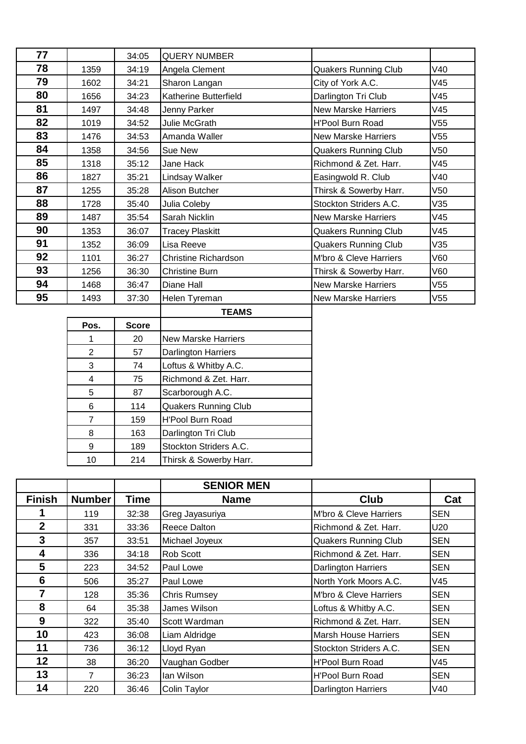| | | | | | |
|---|---|---|---|---|---|
| **77** | | 34:05 | QUERY NUMBER | | |
| **78** | 1359 | 34:19 | Angela Clement | Quakers Running Club | V40 |
| **79** | 1602 | 34:21 | Sharon Langan | City of York A.C. | V45 |
| **80** | 1656 | 34:23 | Katherine Butterfield | Darlington Tri Club | V45 |
| **81** | 1497 | 34:48 | Jenny Parker | New Marske Harriers | V45 |
| **82** | 1019 | 34:52 | Julie McGrath | H'Pool Burn Road | V55 |
| **83** | 1476 | 34:53 | Amanda Waller | New Marske Harriers | V55 |
| **84** | 1358 | 34:56 | Sue New | Quakers Running Club | V50 |
| **85** | 1318 | 35:12 | Jane Hack | Richmond & Zet. Harr. | V45 |
| **86** | 1827 | 35:21 | Lindsay Walker | Easingwold R. Club | V40 |
| **87** | 1255 | 35:28 | Alison Butcher | Thirsk & Sowerby Harr. | V50 |
| **88** | 1728 | 35:40 | Julia Coleby | Stockton Striders A.C. | V35 |
| **89** | 1487 | 35:54 | Sarah Nicklin | New Marske Harriers | V45 |
| **90** | 1353 | 36:07 | Tracey Plaskitt | Quakers Running Club | V45 |
| **91** | 1352 | 36:09 | Lisa Reeve | Quakers Running Club | V35 |
| **92** | 1101 | 36:27 | Christine Richardson | M'bro & Cleve Harriers | V60 |
| **93** | 1256 | 36:30 | Christine Burn | Thirsk & Sowerby Harr. | V60 |
| **94** | 1468 | 36:47 | Diane Hall | New Marske Harriers | V55 |
| **95** | 1493 | 37:30 | Helen Tyreman | New Marske Harriers | V55 |

| Pos. | Score | TEAMS |
|---|---|---|
| 1 | 20 | New Marske Harriers |
| 2 | 57 | Darlington Harriers |
| 3 | 74 | Loftus & Whitby A.C. |
| 4 | 75 | Richmond & Zet. Harr. |
| 5 | 87 | Scarborough A.C. |
| 6 | 114 | Quakers Running Club |
| 7 | 159 | H'Pool Burn Road |
| 8 | 163 | Darlington Tri Club |
| 9 | 189 | Stockton Striders A.C. |
| 10 | 214 | Thirsk & Sowerby Harr. |

## SENIOR MEN

| Finish | Number | Time | Name | Club | Cat |
|---|---|---|---|---|---|
| **1** | 119 | 32:38 | Greg Jayasuriya | M'bro & Cleve Harriers | SEN |
| **2** | 331 | 33:36 | Reece Dalton | Richmond & Zet. Harr. | U20 |
| **3** | 357 | 33:51 | Michael Joyeux | Quakers Running Club | SEN |
| **4** | 336 | 34:18 | Rob Scott | Richmond & Zet. Harr. | SEN |
| **5** | 223 | 34:52 | Paul Lowe | Darlington Harriers | SEN |
| **6** | 506 | 35:27 | Paul Lowe | North York Moors A.C. | V45 |
| **7** | 128 | 35:36 | Chris Rumsey | M'bro & Cleve Harriers | SEN |
| **8** | 64 | 35:38 | James Wilson | Loftus & Whitby A.C. | SEN |
| **9** | 322 | 35:40 | Scott Wardman | Richmond & Zet. Harr. | SEN |
| **10** | 423 | 36:08 | Liam Aldridge | Marsh House Harriers | SEN |
| **11** | 736 | 36:12 | Lloyd Ryan | Stockton Striders A.C. | SEN |
| **12** | 38 | 36:20 | Vaughan Godber | H'Pool Burn Road | V45 |
| **13** | 7 | 36:23 | Ian Wilson | H'Pool Burn Road | SEN |
| **14** | 220 | 36:46 | Colin Taylor | Darlington Harriers | V40 |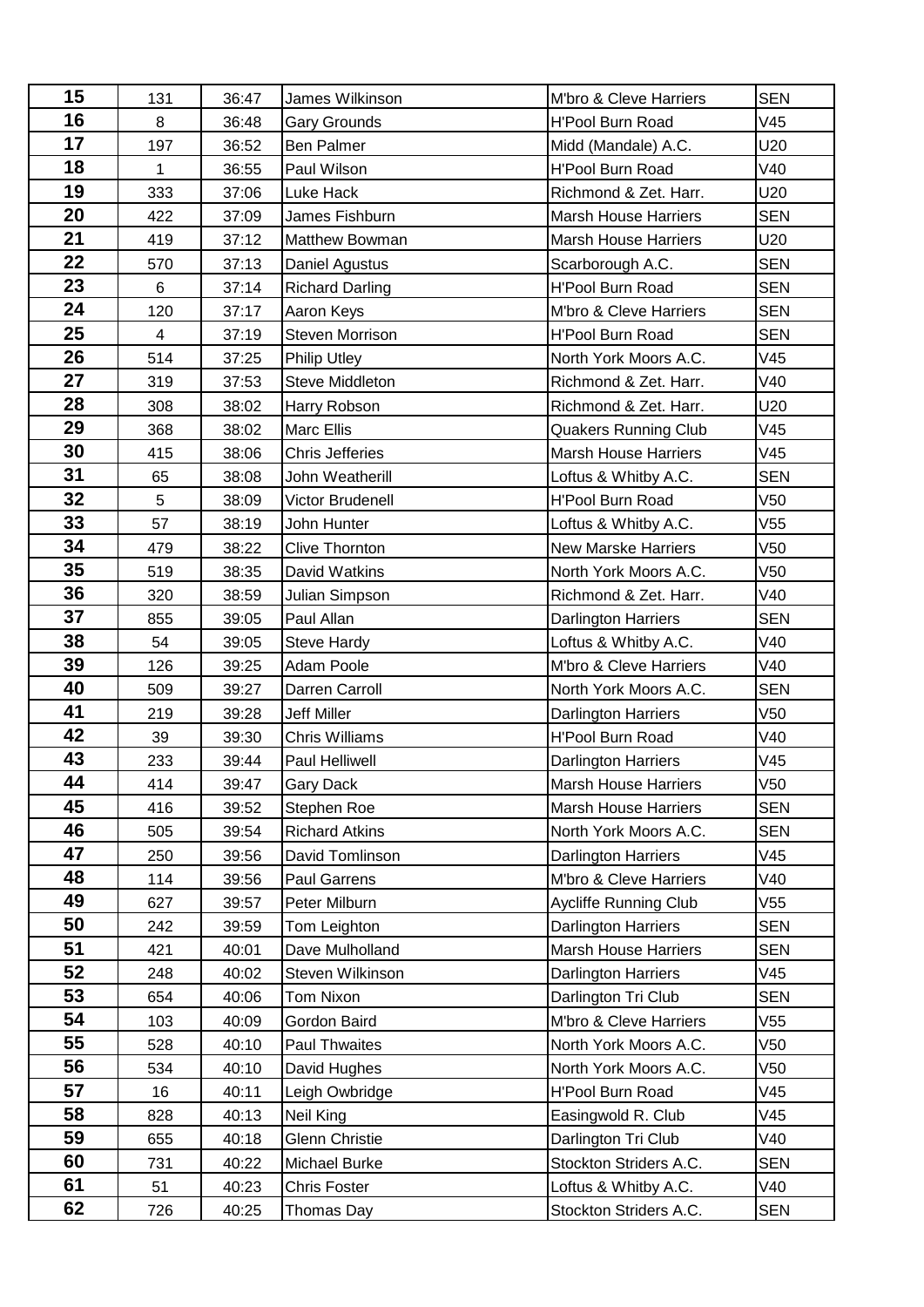| | | | | | |
|---|---|---|---|---|---|
| 15 | 131 | 36:47 | James Wilkinson | M'bro & Cleve Harriers | SEN |
| 16 | 8 | 36:48 | Gary Grounds | H'Pool Burn Road | V45 |
| 17 | 197 | 36:52 | Ben Palmer | Midd (Mandale) A.C. | U20 |
| 18 | 1 | 36:55 | Paul Wilson | H'Pool Burn Road | V40 |
| 19 | 333 | 37:06 | Luke Hack | Richmond & Zet. Harr. | U20 |
| 20 | 422 | 37:09 | James Fishburn | Marsh House Harriers | SEN |
| 21 | 419 | 37:12 | Matthew Bowman | Marsh House Harriers | U20 |
| 22 | 570 | 37:13 | Daniel Agustus | Scarborough A.C. | SEN |
| 23 | 6 | 37:14 | Richard Darling | H'Pool Burn Road | SEN |
| 24 | 120 | 37:17 | Aaron Keys | M'bro & Cleve Harriers | SEN |
| 25 | 4 | 37:19 | Steven Morrison | H'Pool Burn Road | SEN |
| 26 | 514 | 37:25 | Philip Utley | North York Moors A.C. | V45 |
| 27 | 319 | 37:53 | Steve Middleton | Richmond & Zet. Harr. | V40 |
| 28 | 308 | 38:02 | Harry Robson | Richmond & Zet. Harr. | U20 |
| 29 | 368 | 38:02 | Marc Ellis | Quakers Running Club | V45 |
| 30 | 415 | 38:06 | Chris Jefferies | Marsh House Harriers | V45 |
| 31 | 65 | 38:08 | John Weatherill | Loftus & Whitby A.C. | SEN |
| 32 | 5 | 38:09 | Victor Brudenell | H'Pool Burn Road | V50 |
| 33 | 57 | 38:19 | John Hunter | Loftus & Whitby A.C. | V55 |
| 34 | 479 | 38:22 | Clive Thornton | New Marske Harriers | V50 |
| 35 | 519 | 38:35 | David Watkins | North York Moors A.C. | V50 |
| 36 | 320 | 38:59 | Julian Simpson | Richmond & Zet. Harr. | V40 |
| 37 | 855 | 39:05 | Paul Allan | Darlington Harriers | SEN |
| 38 | 54 | 39:05 | Steve Hardy | Loftus & Whitby A.C. | V40 |
| 39 | 126 | 39:25 | Adam Poole | M'bro & Cleve Harriers | V40 |
| 40 | 509 | 39:27 | Darren Carroll | North York Moors A.C. | SEN |
| 41 | 219 | 39:28 | Jeff Miller | Darlington Harriers | V50 |
| 42 | 39 | 39:30 | Chris Williams | H'Pool Burn Road | V40 |
| 43 | 233 | 39:44 | Paul Helliwell | Darlington Harriers | V45 |
| 44 | 414 | 39:47 | Gary Dack | Marsh House Harriers | V50 |
| 45 | 416 | 39:52 | Stephen Roe | Marsh House Harriers | SEN |
| 46 | 505 | 39:54 | Richard Atkins | North York Moors A.C. | SEN |
| 47 | 250 | 39:56 | David Tomlinson | Darlington Harriers | V45 |
| 48 | 114 | 39:56 | Paul Garrens | M'bro & Cleve Harriers | V40 |
| 49 | 627 | 39:57 | Peter Milburn | Aycliffe Running Club | V55 |
| 50 | 242 | 39:59 | Tom Leighton | Darlington Harriers | SEN |
| 51 | 421 | 40:01 | Dave Mulholland | Marsh House Harriers | SEN |
| 52 | 248 | 40:02 | Steven Wilkinson | Darlington Harriers | V45 |
| 53 | 654 | 40:06 | Tom Nixon | Darlington Tri Club | SEN |
| 54 | 103 | 40:09 | Gordon Baird | M'bro & Cleve Harriers | V55 |
| 55 | 528 | 40:10 | Paul Thwaites | North York Moors A.C. | V50 |
| 56 | 534 | 40:10 | David Hughes | North York Moors A.C. | V50 |
| 57 | 16 | 40:11 | Leigh Owbridge | H'Pool Burn Road | V45 |
| 58 | 828 | 40:13 | Neil King | Easingwold R. Club | V45 |
| 59 | 655 | 40:18 | Glenn Christie | Darlington Tri Club | V40 |
| 60 | 731 | 40:22 | Michael Burke | Stockton Striders A.C. | SEN |
| 61 | 51 | 40:23 | Chris Foster | Loftus & Whitby A.C. | V40 |
| 62 | 726 | 40:25 | Thomas Day | Stockton Striders A.C. | SEN |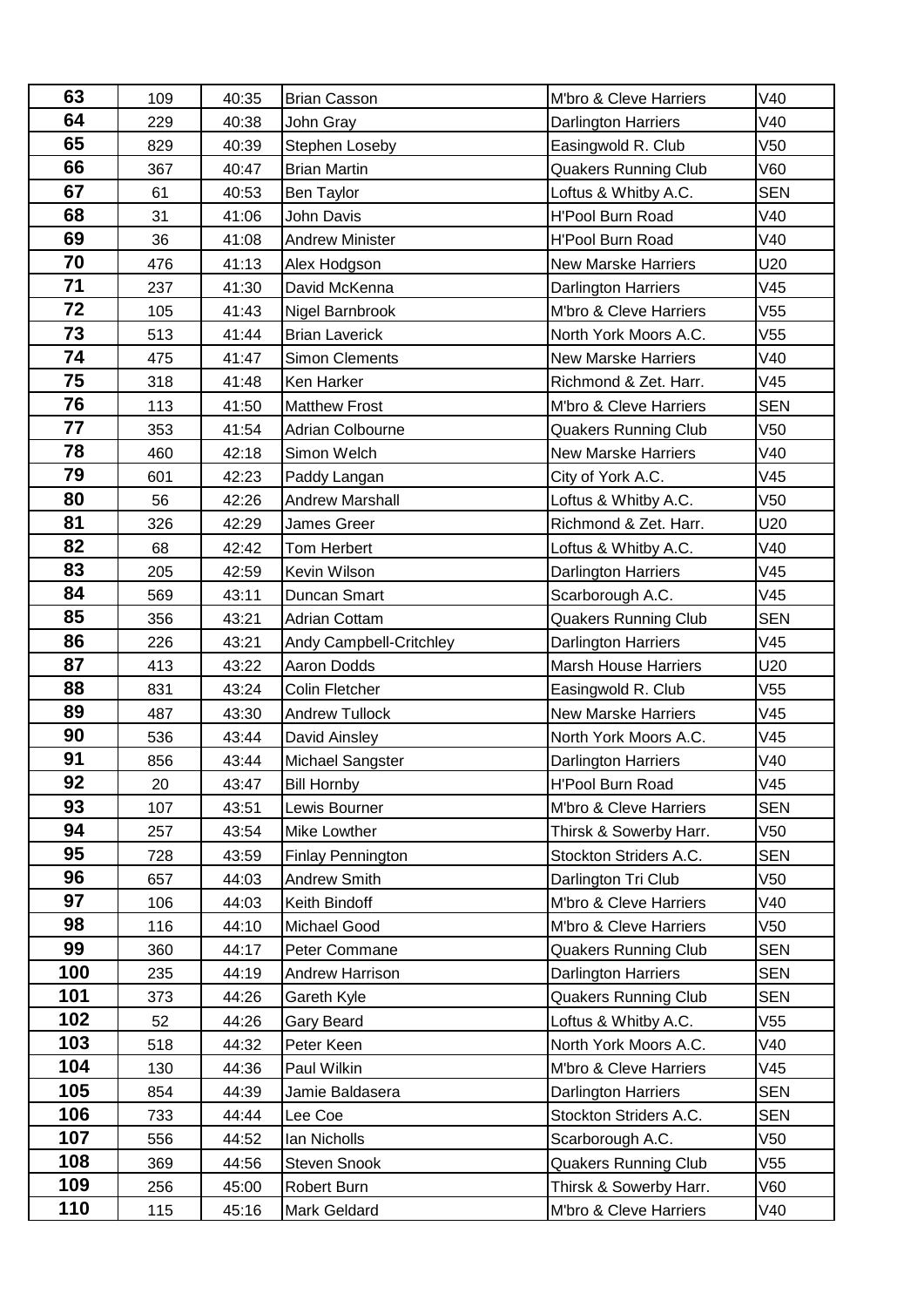| 63 | 109 | 40:35 | Brian Casson | M'bro & Cleve Harriers | V40 |
|---|---|---|---|---|---|
| 64 | 229 | 40:38 | John Gray | Darlington Harriers | V40 |
| 65 | 829 | 40:39 | Stephen Loseby | Easingwold R. Club | V50 |
| 66 | 367 | 40:47 | Brian Martin | Quakers Running Club | V60 |
| 67 | 61 | 40:53 | Ben Taylor | Loftus & Whitby A.C. | SEN |
| 68 | 31 | 41:06 | John Davis | H'Pool Burn Road | V40 |
| 69 | 36 | 41:08 | Andrew Minister | H'Pool Burn Road | V40 |
| 70 | 476 | 41:13 | Alex Hodgson | New Marske Harriers | U20 |
| 71 | 237 | 41:30 | David McKenna | Darlington Harriers | V45 |
| 72 | 105 | 41:43 | Nigel Barnbrook | M'bro & Cleve Harriers | V55 |
| 73 | 513 | 41:44 | Brian Laverick | North York Moors A.C. | V55 |
| 74 | 475 | 41:47 | Simon Clements | New Marske Harriers | V40 |
| 75 | 318 | 41:48 | Ken Harker | Richmond & Zet. Harr. | V45 |
| 76 | 113 | 41:50 | Matthew Frost | M'bro & Cleve Harriers | SEN |
| 77 | 353 | 41:54 | Adrian Colbourne | Quakers Running Club | V50 |
| 78 | 460 | 42:18 | Simon Welch | New Marske Harriers | V40 |
| 79 | 601 | 42:23 | Paddy Langan | City of York A.C. | V45 |
| 80 | 56 | 42:26 | Andrew Marshall | Loftus & Whitby A.C. | V50 |
| 81 | 326 | 42:29 | James Greer | Richmond & Zet. Harr. | U20 |
| 82 | 68 | 42:42 | Tom Herbert | Loftus & Whitby A.C. | V40 |
| 83 | 205 | 42:59 | Kevin Wilson | Darlington Harriers | V45 |
| 84 | 569 | 43:11 | Duncan Smart | Scarborough A.C. | V45 |
| 85 | 356 | 43:21 | Adrian Cottam | Quakers Running Club | SEN |
| 86 | 226 | 43:21 | Andy Campbell-Critchley | Darlington Harriers | V45 |
| 87 | 413 | 43:22 | Aaron Dodds | Marsh House Harriers | U20 |
| 88 | 831 | 43:24 | Colin Fletcher | Easingwold R. Club | V55 |
| 89 | 487 | 43:30 | Andrew Tullock | New Marske Harriers | V45 |
| 90 | 536 | 43:44 | David Ainsley | North York Moors A.C. | V45 |
| 91 | 856 | 43:44 | Michael Sangster | Darlington Harriers | V40 |
| 92 | 20 | 43:47 | Bill Hornby | H'Pool Burn Road | V45 |
| 93 | 107 | 43:51 | Lewis Bourner | M'bro & Cleve Harriers | SEN |
| 94 | 257 | 43:54 | Mike Lowther | Thirsk & Sowerby Harr. | V50 |
| 95 | 728 | 43:59 | Finlay Pennington | Stockton Striders A.C. | SEN |
| 96 | 657 | 44:03 | Andrew Smith | Darlington Tri Club | V50 |
| 97 | 106 | 44:03 | Keith Bindoff | M'bro & Cleve Harriers | V40 |
| 98 | 116 | 44:10 | Michael Good | M'bro & Cleve Harriers | V50 |
| 99 | 360 | 44:17 | Peter Commane | Quakers Running Club | SEN |
| 100 | 235 | 44:19 | Andrew Harrison | Darlington Harriers | SEN |
| 101 | 373 | 44:26 | Gareth Kyle | Quakers Running Club | SEN |
| 102 | 52 | 44:26 | Gary Beard | Loftus & Whitby A.C. | V55 |
| 103 | 518 | 44:32 | Peter Keen | North York Moors A.C. | V40 |
| 104 | 130 | 44:36 | Paul Wilkin | M'bro & Cleve Harriers | V45 |
| 105 | 854 | 44:39 | Jamie Baldasera | Darlington Harriers | SEN |
| 106 | 733 | 44:44 | Lee Coe | Stockton Striders A.C. | SEN |
| 107 | 556 | 44:52 | Ian Nicholls | Scarborough A.C. | V50 |
| 108 | 369 | 44:56 | Steven Snook | Quakers Running Club | V55 |
| 109 | 256 | 45:00 | Robert Burn | Thirsk & Sowerby Harr. | V60 |
| 110 | 115 | 45:16 | Mark Geldard | M'bro & Cleve Harriers | V40 |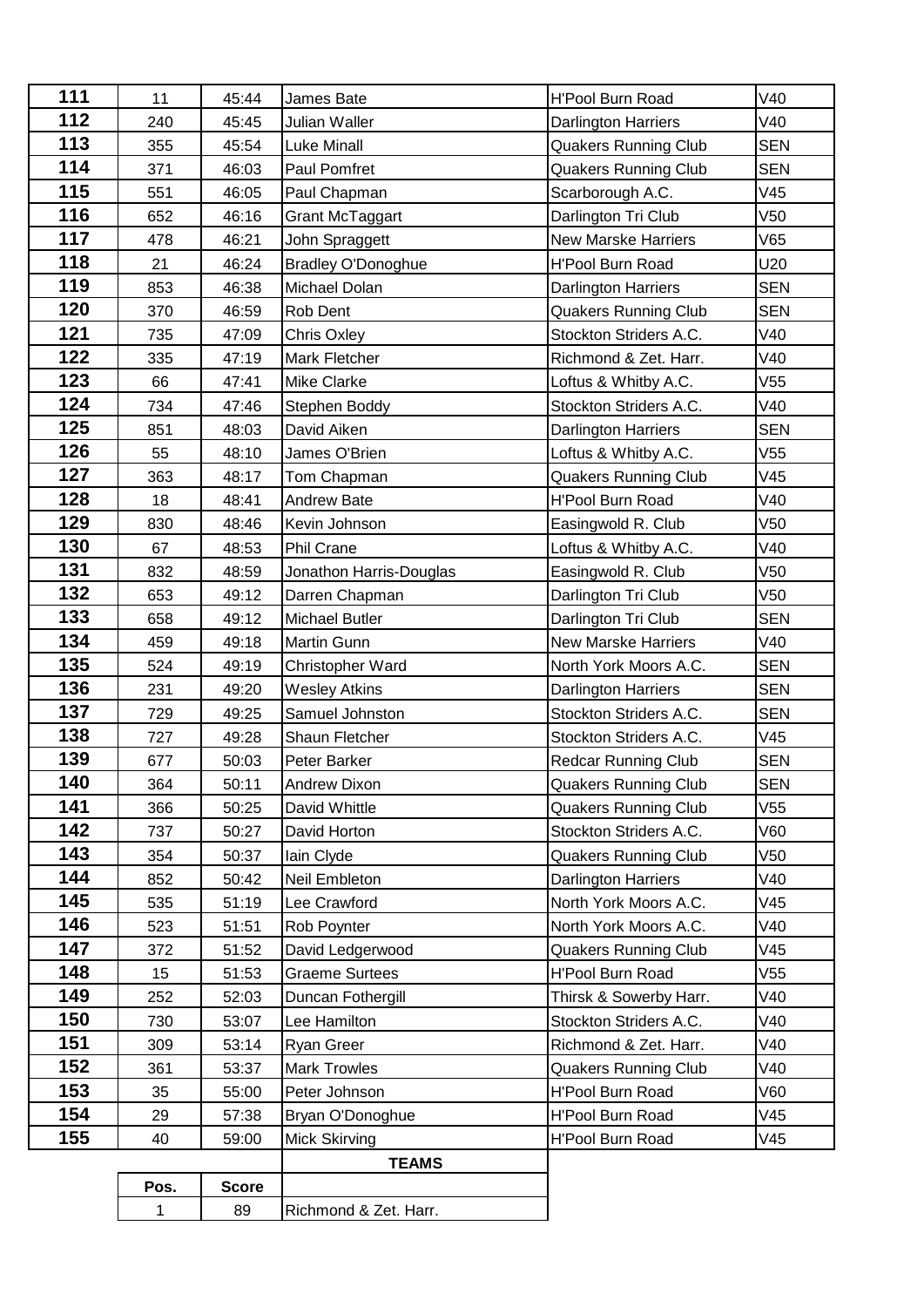| | | | | | |
|---|---|---|---|---|---|
| **111** | 11 | 45:44 | James Bate | H'Pool Burn Road | V40 |
| **112** | 240 | 45:45 | Julian Waller | Darlington Harriers | V40 |
| **113** | 355 | 45:54 | Luke Minall | Quakers Running Club | SEN |
| **114** | 371 | 46:03 | Paul Pomfret | Quakers Running Club | SEN |
| **115** | 551 | 46:05 | Paul Chapman | Scarborough A.C. | V45 |
| **116** | 652 | 46:16 | Grant McTaggart | Darlington Tri Club | V50 |
| **117** | 478 | 46:21 | John Spraggett | New Marske Harriers | V65 |
| **118** | 21 | 46:24 | Bradley O'Donoghue | H'Pool Burn Road | U20 |
| **119** | 853 | 46:38 | Michael Dolan | Darlington Harriers | SEN |
| **120** | 370 | 46:59 | Rob Dent | Quakers Running Club | SEN |
| **121** | 735 | 47:09 | Chris Oxley | Stockton Striders A.C. | V40 |
| **122** | 335 | 47:19 | Mark Fletcher | Richmond & Zet. Harr. | V40 |
| **123** | 66 | 47:41 | Mike Clarke | Loftus & Whitby A.C. | V55 |
| **124** | 734 | 47:46 | Stephen Boddy | Stockton Striders A.C. | V40 |
| **125** | 851 | 48:03 | David Aiken | Darlington Harriers | SEN |
| **126** | 55 | 48:10 | James O'Brien | Loftus & Whitby A.C. | V55 |
| **127** | 363 | 48:17 | Tom Chapman | Quakers Running Club | V45 |
| **128** | 18 | 48:41 | Andrew Bate | H'Pool Burn Road | V40 |
| **129** | 830 | 48:46 | Kevin Johnson | Easingwold R. Club | V50 |
| **130** | 67 | 48:53 | Phil Crane | Loftus & Whitby A.C. | V40 |
| **131** | 832 | 48:59 | Jonathon Harris-Douglas | Easingwold R. Club | V50 |
| **132** | 653 | 49:12 | Darren Chapman | Darlington Tri Club | V50 |
| **133** | 658 | 49:12 | Michael Butler | Darlington Tri Club | SEN |
| **134** | 459 | 49:18 | Martin Gunn | New Marske Harriers | V40 |
| **135** | 524 | 49:19 | Christopher Ward | North York Moors A.C. | SEN |
| **136** | 231 | 49:20 | Wesley Atkins | Darlington Harriers | SEN |
| **137** | 729 | 49:25 | Samuel Johnston | Stockton Striders A.C. | SEN |
| **138** | 727 | 49:28 | Shaun Fletcher | Stockton Striders A.C. | V45 |
| **139** | 677 | 50:03 | Peter Barker | Redcar Running Club | SEN |
| **140** | 364 | 50:11 | Andrew Dixon | Quakers Running Club | SEN |
| **141** | 366 | 50:25 | David Whittle | Quakers Running Club | V55 |
| **142** | 737 | 50:27 | David Horton | Stockton Striders A.C. | V60 |
| **143** | 354 | 50:37 | Iain Clyde | Quakers Running Club | V50 |
| **144** | 852 | 50:42 | Neil Embleton | Darlington Harriers | V40 |
| **145** | 535 | 51:19 | Lee Crawford | North York Moors A.C. | V45 |
| **146** | 523 | 51:51 | Rob Poynter | North York Moors A.C. | V40 |
| **147** | 372 | 51:52 | David Ledgerwood | Quakers Running Club | V45 |
| **148** | 15 | 51:53 | Graeme Surtees | H'Pool Burn Road | V55 |
| **149** | 252 | 52:03 | Duncan Fothergill | Thirsk & Sowerby Harr. | V40 |
| **150** | 730 | 53:07 | Lee Hamilton | Stockton Striders A.C. | V40 |
| **151** | 309 | 53:14 | Ryan Greer | Richmond & Zet. Harr. | V40 |
| **152** | 361 | 53:37 | Mark Trowles | Quakers Running Club | V40 |
| **153** | 35 | 55:00 | Peter Johnson | H'Pool Burn Road | V60 |
| **154** | 29 | 57:38 | Bryan O'Donoghue | H'Pool Burn Road | V45 |
| **155** | 40 | 59:00 | Mick Skirving | H'Pool Burn Road | V45 |

**TEAMS**

| Pos. | Score | |
|---|---|---|
| 1 | 89 | Richmond & Zet. Harr. |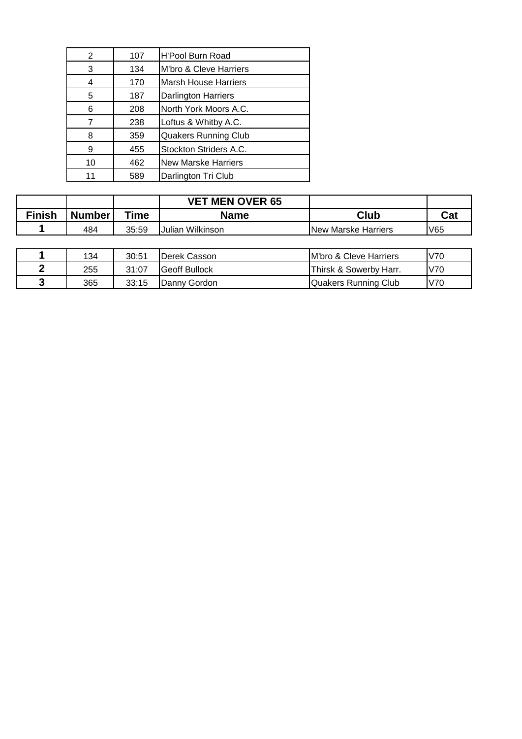| | | |
|---|---|---|
| 2 | 107 | H'Pool Burn Road |
| 3 | 134 | M'bro & Cleve Harriers |
| 4 | 170 | Marsh House Harriers |
| 5 | 187 | Darlington Harriers |
| 6 | 208 | North York Moors A.C. |
| 7 | 238 | Loftus & Whitby A.C. |
| 8 | 359 | Quakers Running Club |
| 9 | 455 | Stockton Striders A.C. |
| 10 | 462 | New Marske Harriers |
| 11 | 589 | Darlington Tri Club |

| | | | **VET MEN OVER 65** | | |
|---|---|---|---|---|---|
| **Finish** | **Number** | **Time** | **Name** | **Club** | **Cat** |
| **1** | 484 | 35:59 | Julian Wilkinson | New Marske Harriers | V65 |

| | | | | | |
|---|---|---|---|---|---|
| **1** | 134 | 30:51 | Derek Casson | M'bro & Cleve Harriers | V70 |
| **2** | 255 | 31:07 | Geoff Bullock | Thirsk & Sowerby Harr. | V70 |
| **3** | 365 | 33:15 | Danny Gordon | Quakers Running Club | V70 |